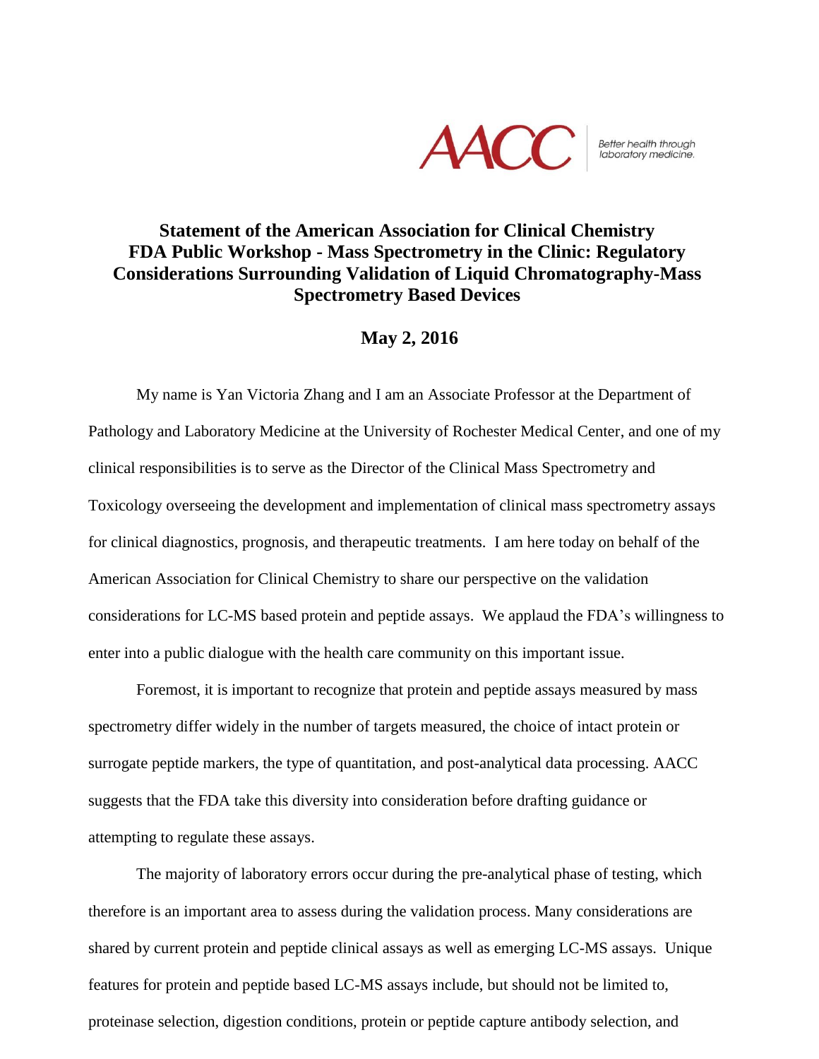AACC | Better health through laboratory medicine.

# Statement of the American Association for Clinical Chemistry
# FDA Public Workshop - Mass Spectrometry in the Clinic: Regulatory Considerations Surrounding Validation of Liquid Chromatography-Mass Spectrometry Based Devices

## May 2, 2016

My name is Yan Victoria Zhang and I am an Associate Professor at the Department of Pathology and Laboratory Medicine at the University of Rochester Medical Center, and one of my clinical responsibilities is to serve as the Director of the Clinical Mass Spectrometry and Toxicology overseeing the development and implementation of clinical mass spectrometry assays for clinical diagnostics, prognosis, and therapeutic treatments. I am here today on behalf of the American Association for Clinical Chemistry to share our perspective on the validation considerations for LC-MS based protein and peptide assays. We applaud the FDA's willingness to enter into a public dialogue with the health care community on this important issue.

Foremost, it is important to recognize that protein and peptide assays measured by mass spectrometry differ widely in the number of targets measured, the choice of intact protein or surrogate peptide markers, the type of quantitation, and post-analytical data processing. AACC suggests that the FDA take this diversity into consideration before drafting guidance or attempting to regulate these assays.

The majority of laboratory errors occur during the pre-analytical phase of testing, which therefore is an important area to assess during the validation process. Many considerations are shared by current protein and peptide clinical assays as well as emerging LC-MS assays. Unique features for protein and peptide based LC-MS assays include, but should not be limited to, proteinase selection, digestion conditions, protein or peptide capture antibody selection, and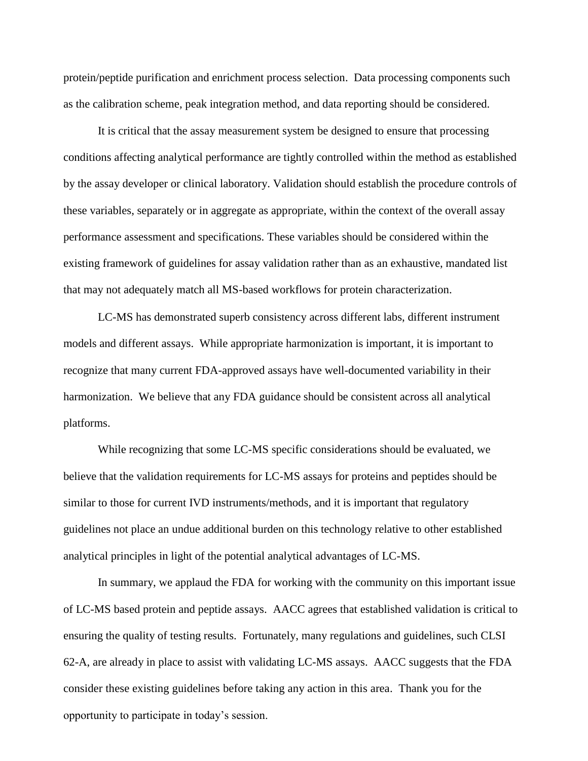protein/peptide purification and enrichment process selection. Data processing components such as the calibration scheme, peak integration method, and data reporting should be considered.

It is critical that the assay measurement system be designed to ensure that processing conditions affecting analytical performance are tightly controlled within the method as established by the assay developer or clinical laboratory. Validation should establish the procedure controls of these variables, separately or in aggregate as appropriate, within the context of the overall assay performance assessment and specifications. These variables should be considered within the existing framework of guidelines for assay validation rather than as an exhaustive, mandated list that may not adequately match all MS-based workflows for protein characterization.

LC-MS has demonstrated superb consistency across different labs, different instrument models and different assays. While appropriate harmonization is important, it is important to recognize that many current FDA-approved assays have well-documented variability in their harmonization. We believe that any FDA guidance should be consistent across all analytical platforms.

While recognizing that some LC-MS specific considerations should be evaluated, we believe that the validation requirements for LC-MS assays for proteins and peptides should be similar to those for current IVD instruments/methods, and it is important that regulatory guidelines not place an undue additional burden on this technology relative to other established analytical principles in light of the potential analytical advantages of LC-MS.

In summary, we applaud the FDA for working with the community on this important issue of LC-MS based protein and peptide assays. AACC agrees that established validation is critical to ensuring the quality of testing results. Fortunately, many regulations and guidelines, such CLSI 62-A, are already in place to assist with validating LC-MS assays. AACC suggests that the FDA consider these existing guidelines before taking any action in this area. Thank you for the opportunity to participate in today's session.